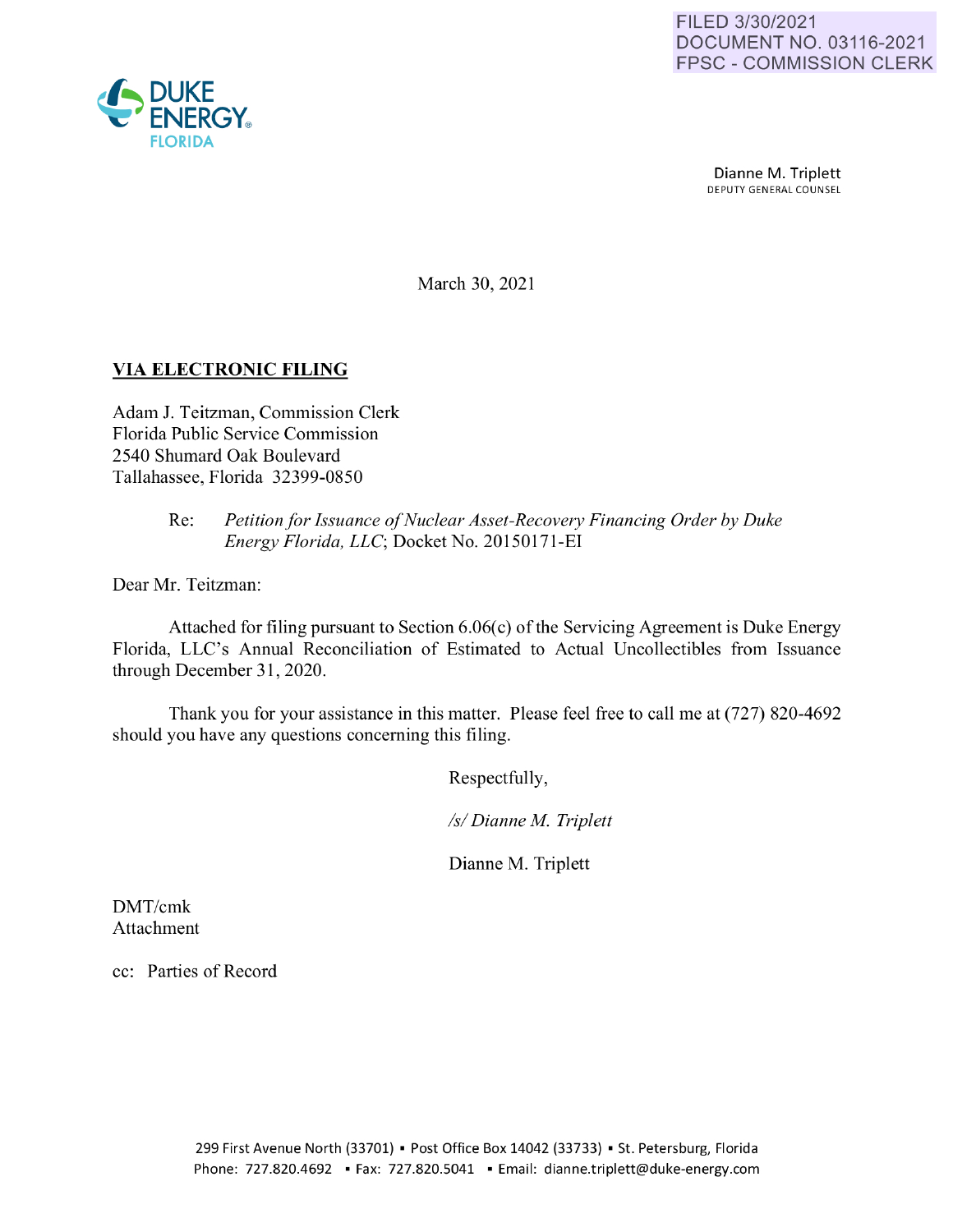FILED 3/30/2021
DOCUMENT NO. 03116-2021
FPSC - COMMISSION CLERK

DUKE ENERGY FLORIDA

Dianne M. Triplett
DEPUTY GENERAL COUNSEL

March 30, 2021

**VIA ELECTRONIC FILING**

Adam J. Teitzman, Commission Clerk
Florida Public Service Commission
2540 Shumard Oak Boulevard
Tallahassee, Florida 32399-0850

Re: *Petition for Issuance of Nuclear Asset-Recovery Financing Order by Duke Energy Florida, LLC*; Docket No. 20150171-EI

Dear Mr. Teitzman:

Attached for filing pursuant to Section 6.06(c) of the Servicing Agreement is Duke Energy Florida, LLC's Annual Reconciliation of Estimated to Actual Uncollectibles from Issuance through December 31, 2020.

Thank you for your assistance in this matter. Please feel free to call me at (727) 820-4692 should you have any questions concerning this filing.

Respectfully,

*/s/ Dianne M. Triplett*

Dianne M. Triplett

DMT/cmk
Attachment

cc: Parties of Record

299 First Avenue North (33701) ▪ Post Office Box 14042 (33733) ▪ St. Petersburg, Florida
Phone: 727.820.4692 ▪ Fax: 727.820.5041 ▪ Email: dianne.triplett@duke-energy.com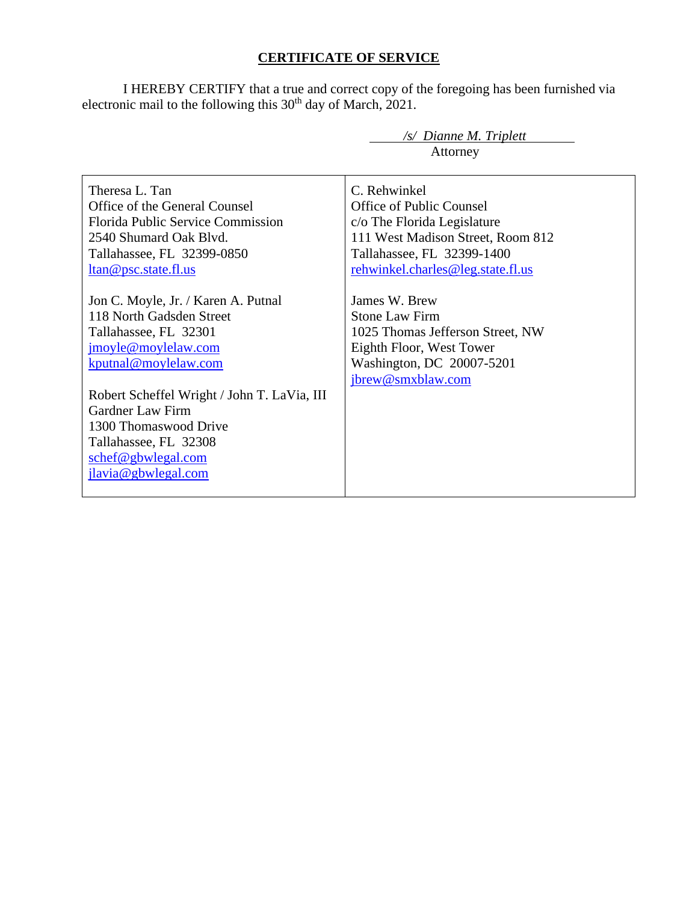**CERTIFICATE OF SERVICE**

I HEREBY CERTIFY that a true and correct copy of the foregoing has been furnished via electronic mail to the following this 30th day of March, 2021.

*/s/ Dianne M. Triplett*
Attorney

| | |
|---|---|
| Theresa L. Tan<br>Office of the General Counsel<br>Florida Public Service Commission<br>2540 Shumard Oak Blvd.<br>Tallahassee, FL 32399-0850<br>ltan@psc.state.fl.us<br><br>Jon C. Moyle, Jr. / Karen A. Putnal<br>118 North Gadsden Street<br>Tallahassee, FL 32301<br>jmoyle@moylelaw.com<br>kputnal@moylelaw.com<br><br>Robert Scheffel Wright / John T. LaVia, III<br>Gardner Law Firm<br>1300 Thomaswood Drive<br>Tallahassee, FL 32308<br>schef@gbwlegal.com<br>jlavia@gbwlegal.com | C. Rehwinkel<br>Office of Public Counsel<br>c/o The Florida Legislature<br>111 West Madison Street, Room 812<br>Tallahassee, FL 32399-1400<br>rehwinkel.charles@leg.state.fl.us<br><br>James W. Brew<br>Stone Law Firm<br>1025 Thomas Jefferson Street, NW<br>Eighth Floor, West Tower<br>Washington, DC 20007-5201<br>jbrew@smxblaw.com |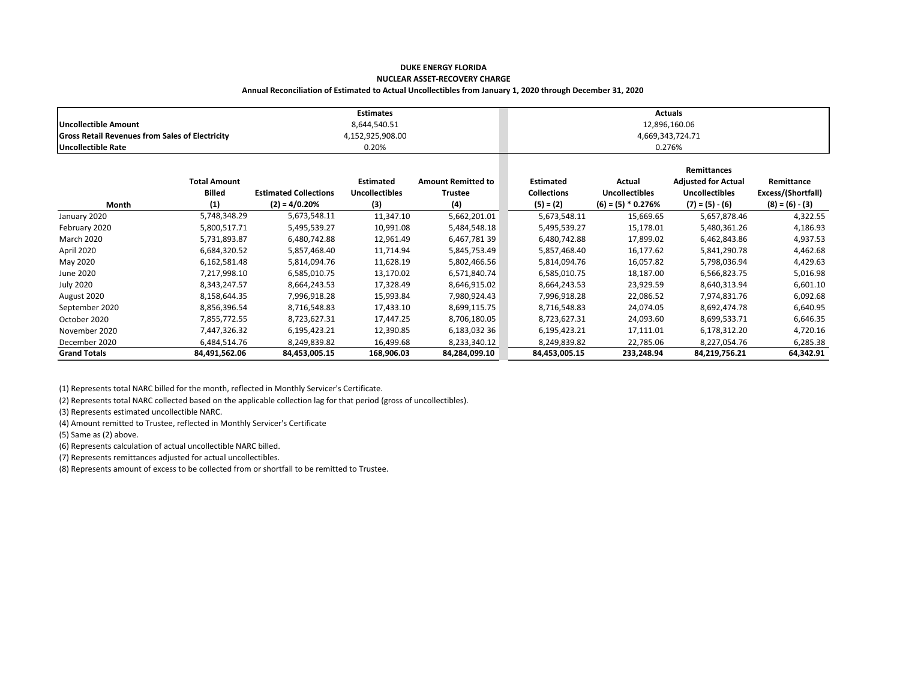**DUKE ENERGY FLORIDA**

**NUCLEAR ASSET-RECOVERY CHARGE**

**Annual Reconciliation of Estimated to Actual Uncollectibles from January 1, 2020 through December 31, 2020**

| | Estimates | Actuals |
|---|---|---|
| **Uncollectible Amount** | 8,644,540.51 | 12,896,160.06 |
| **Gross Retail Revenues from Sales of Electricity** | 4,152,925,908.00 | 4,669,343,724.71 |
| **Uncollectible Rate** | 0.20% | 0.276% |

| Month | Total Amount Billed (1) | Estimated Collections (2) = 4/0.20% | Estimated Uncollectibles (3) | Amount Remitted to Trustee (4) | Estimated Collections (5) = (2) | Actual Uncollectibles (6) = (5) * 0.276% | Remittances Adjusted for Actual Uncollectibles (7) = (5) - (6) | Remittance Excess/(Shortfall) (8) = (6) - (3) |
|---|---|---|---|---|---|---|---|---|
| January 2020 | 5,748,348.29 | 5,673,548.11 | 11,347.10 | 5,662,201.01 | 5,673,548.11 | 15,669.65 | 5,657,878.46 | 4,322.55 |
| February 2020 | 5,800,517.71 | 5,495,539.27 | 10,991.08 | 5,484,548.18 | 5,495,539.27 | 15,178.01 | 5,480,361.26 | 4,186.93 |
| March 2020 | 5,731,893.87 | 6,480,742.88 | 12,961.49 | 6,467,781 39 | 6,480,742.88 | 17,899.02 | 6,462,843.86 | 4,937.53 |
| April 2020 | 6,684,320.52 | 5,857,468.40 | 11,714.94 | 5,845,753.49 | 5,857,468.40 | 16,177.62 | 5,841,290.78 | 4,462.68 |
| May 2020 | 6,162,581.48 | 5,814,094.76 | 11,628.19 | 5,802,466.56 | 5,814,094.76 | 16,057.82 | 5,798,036.94 | 4,429.63 |
| June 2020 | 7,217,998.10 | 6,585,010.75 | 13,170.02 | 6,571,840.74 | 6,585,010.75 | 18,187.00 | 6,566,823.75 | 5,016.98 |
| July 2020 | 8,343,247.57 | 8,664,243.53 | 17,328.49 | 8,646,915.02 | 8,664,243.53 | 23,929.59 | 8,640,313.94 | 6,601.10 |
| August 2020 | 8,158,644.35 | 7,996,918.28 | 15,993.84 | 7,980,924.43 | 7,996,918.28 | 22,086.52 | 7,974,831.76 | 6,092.68 |
| September 2020 | 8,856,396.54 | 8,716,548.83 | 17,433.10 | 8,699,115.75 | 8,716,548.83 | 24,074.05 | 8,692,474.78 | 6,640.95 |
| October 2020 | 7,855,772.55 | 8,723,627.31 | 17,447.25 | 8,706,180.05 | 8,723,627.31 | 24,093.60 | 8,699,533.71 | 6,646.35 |
| November 2020 | 7,447,326.32 | 6,195,423.21 | 12,390.85 | 6,183,032 36 | 6,195,423.21 | 17,111.01 | 6,178,312.20 | 4,720.16 |
| December 2020 | 6,484,514.76 | 8,249,839.82 | 16,499.68 | 8,233,340.12 | 8,249,839.82 | 22,785.06 | 8,227,054.76 | 6,285.38 |
| **Grand Totals** | **84,491,562.06** | **84,453,005.15** | **168,906.03** | **84,284,099.10** | **84,453,005.15** | **233,248.94** | **84,219,756.21** | **64,342.91** |

(1) Represents total NARC billed for the month, reflected in Monthly Servicer's Certificate.

(2) Represents total NARC collected based on the applicable collection lag for that period (gross of uncollectibles).

(3) Represents estimated uncollectible NARC.

(4) Amount remitted to Trustee, reflected in Monthly Servicer's Certificate

(5) Same as (2) above.

(6) Represents calculation of actual uncollectible NARC billed.

(7) Represents remittances adjusted for actual uncollectibles.

(8) Represents amount of excess to be collected from or shortfall to be remitted to Trustee.